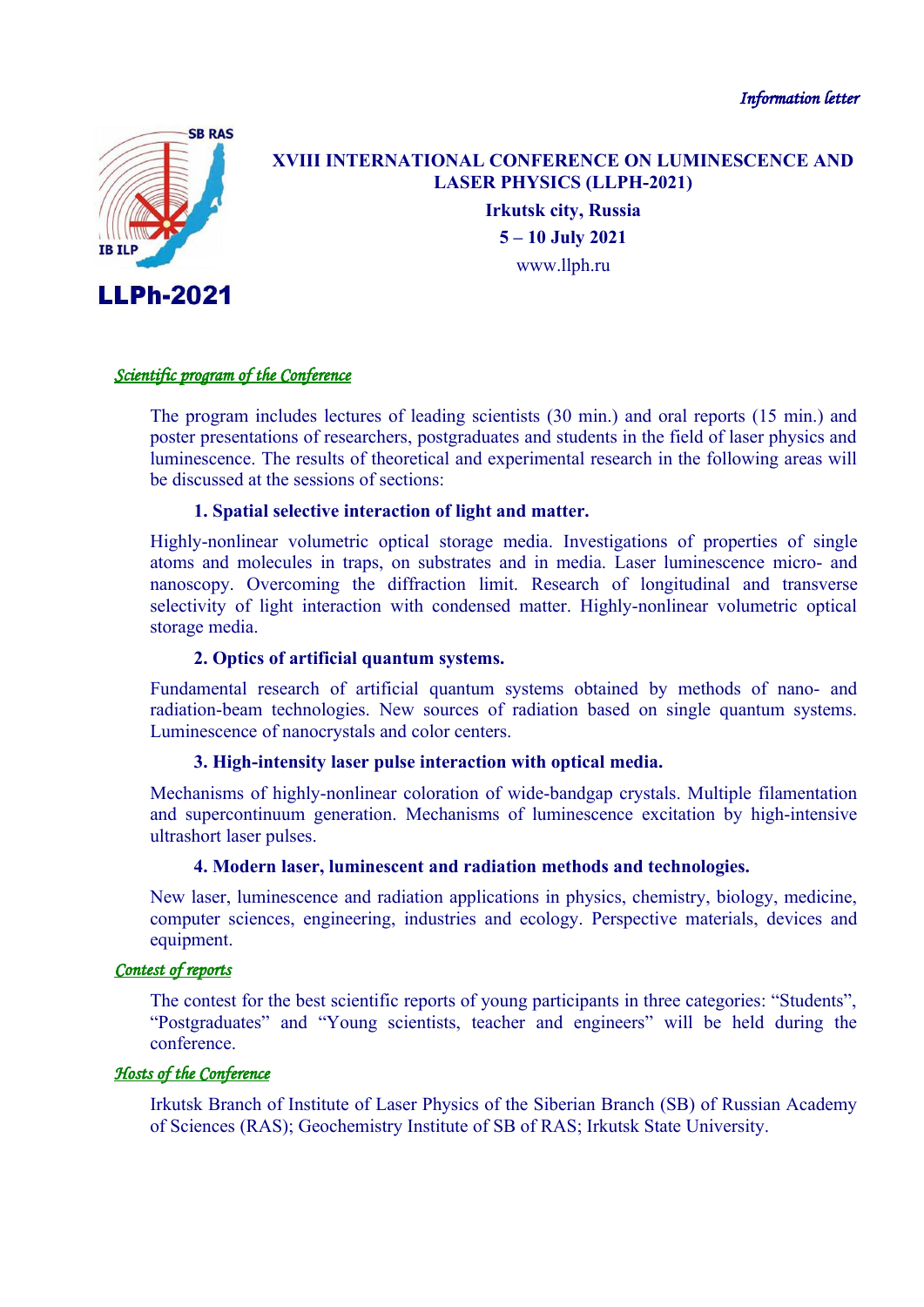*Information letter*

SB RAS

IB ILP

**LLPh-2021**

# XVIII INTERNATIONAL CONFERENCE ON LUMINESCENCE AND LASER PHYSICS (LLPH-2021)

**Irkutsk city, Russia**

**5 – 10 July 2021**

www.llph.ru

## *Scientific program of the Conference*

The program includes lectures of leading scientists (30 min.) and oral reports (15 min.) and poster presentations of researchers, postgraduates and students in the field of laser physics and luminescence. The results of theoretical and experimental research in the following areas will be discussed at the sessions of sections:

**1. Spatial selective interaction of light and matter.**

Highly-nonlinear volumetric optical storage media. Investigations of properties of single atoms and molecules in traps, on substrates and in media. Laser luminescence micro- and nanoscopy. Overcoming the diffraction limit. Research of longitudinal and transverse selectivity of light interaction with condensed matter. Highly-nonlinear volumetric optical storage media.

**2. Optics of artificial quantum systems.**

Fundamental research of artificial quantum systems obtained by methods of nano- and radiation-beam technologies. New sources of radiation based on single quantum systems. Luminescence of nanocrystals and color centers.

**3. High-intensity laser pulse interaction with optical media.**

Mechanisms of highly-nonlinear coloration of wide-bandgap crystals. Multiple filamentation and supercontinuum generation. Mechanisms of luminescence excitation by high-intensive ultrashort laser pulses.

**4. Modern laser, luminescent and radiation methods and technologies.**

New laser, luminescence and radiation applications in physics, chemistry, biology, medicine, computer sciences, engineering, industries and ecology. Perspective materials, devices and equipment.

## *Contest of reports*

The contest for the best scientific reports of young participants in three categories: “Students”, “Postgraduates” and “Young scientists, teacher and engineers” will be held during the conference.

## *Hosts of the Conference*

Irkutsk Branch of Institute of Laser Physics of the Siberian Branch (SB) of Russian Academy of Sciences (RAS); Geochemistry Institute of SB of RAS; Irkutsk State University.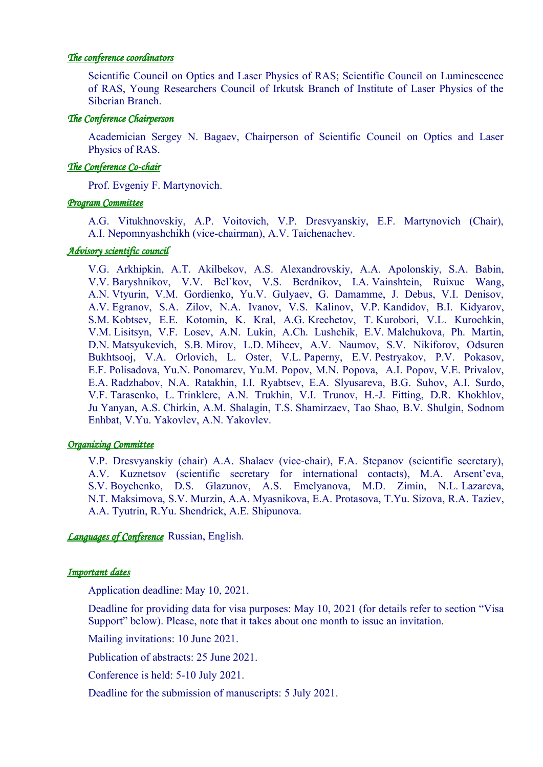### *The conference coordinators*

Scientific Council on Optics and Laser Physics of RAS; Scientific Council on Luminescence of RAS, Young Researchers Council of Irkutsk Branch of Institute of Laser Physics of the Siberian Branch.

### *The Conference Chairperson*

Academician Sergey N. Bagaev, Chairperson of Scientific Council on Optics and Laser Physics of RAS.

### *The Conference Co-chair*

Prof. Evgeniy F. Martynovich.

### *Program Committee*

A.G. Vitukhnovskiy, A.P. Voitovich, V.P. Dresvyanskiy, E.F. Martynovich (Chair), A.I. Nepomnyashchikh (vice-chairman), A.V. Taichenachev.

### *Advisory scientific council*

V.G. Arkhipkin, A.T. Akilbekov, A.S. Alexandrovskiy, A.A. Apolonskiy, S.A. Babin, V.V. Baryshnikov, V.V. Bel`kov, V.S. Berdnikov, I.A. Vainshtein, Ruixue Wang, A.N. Vtyurin, V.M. Gordienko, Yu.V. Gulyaev, G. Damamme, J. Debus, V.I. Denisov, A.V. Egranov, S.A. Zilov, N.A. Ivanov, V.S. Kalinov, V.P. Kandidov, B.I. Kidyarov, S.M. Kobtsev, E.E. Kotomin, K. Kral, A.G. Krechetov, T. Kurobori, V.L. Kurochkin, V.M. Lisitsyn, V.F. Losev, A.N. Lukin, A.Ch. Lushchik, E.V. Malchukova, Ph. Martin, D.N. Matsyukevich, S.B. Mirov, L.D. Miheev, A.V. Naumov, S.V. Nikiforov, Odsuren Bukhtsooj, V.A. Orlovich, L. Oster, V.L. Paperny, E.V. Pestryakov, P.V. Pokasov, E.F. Polisadova, Yu.N. Ponomarev, Yu.M. Popov, M.N. Popova, A.I. Popov, V.E. Privalov, E.A. Radzhabov, N.A. Ratakhin, I.I. Ryabtsev, E.A. Slyusareva, B.G. Suhov, A.I. Surdo, V.F. Tarasenko, L. Trinklere, A.N. Trukhin, V.I. Trunov, H.-J. Fitting, D.R. Khokhlov, Ju Yanyan, A.S. Chirkin, A.M. Shalagin, T.S. Shamirzaev, Tao Shao, B.V. Shulgin, Sodnom Enhbat, V.Yu. Yakovlev, A.N. Yakovlev.

### *Organizing Committee*

V.P. Dresvyanskiy (chair) A.A. Shalaev (vice-chair), F.A. Stepanov (scientific secretary), A.V. Kuznetsov (scientific secretary for international contacts), M.A. Arsent'eva, S.V. Boychenko, D.S. Glazunov, A.S. Emelyanova, M.D. Zimin, N.L. Lazareva, N.T. Maksimova, S.V. Murzin, A.A. Myasnikova, E.A. Protasova, T.Yu. Sizova, R.A. Taziev, A.A. Tyutrin, R.Yu. Shendrick, A.E. Shipunova.

*Languages of Conference* Russian, English.

### *Important dates*

Application deadline: May 10, 2021.

Deadline for providing data for visa purposes: May 10, 2021 (for details refer to section "Visa Support" below). Please, note that it takes about one month to issue an invitation.

Mailing invitations: 10 June 2021.

Publication of abstracts: 25 June 2021.

Conference is held: 5-10 July 2021.

Deadline for the submission of manuscripts: 5 July 2021.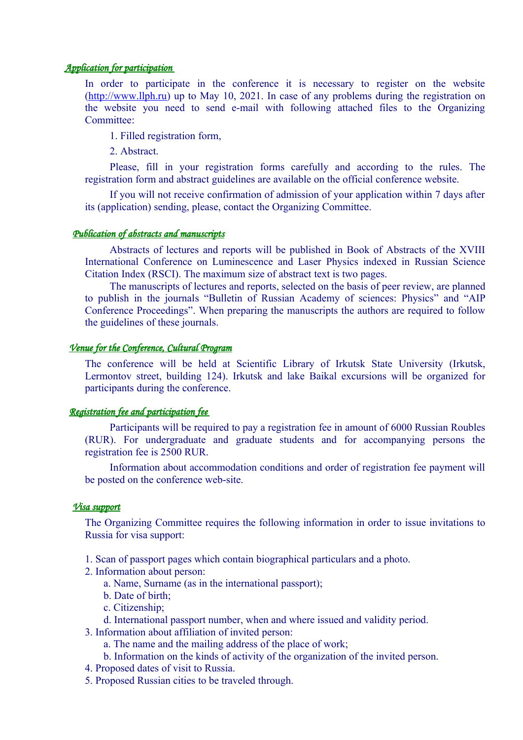## Application for participation

In order to participate in the conference it is necessary to register on the website (http://www.llph.ru) up to May 10, 2021. In case of any problems during the registration on the website you need to send e-mail with following attached files to the Organizing Committee:

1. Filled registration form,
2. Abstract.

Please, fill in your registration forms carefully and according to the rules. The registration form and abstract guidelines are available on the official conference website.

If you will not receive confirmation of admission of your application within 7 days after its (application) sending, please, contact the Organizing Committee.

## Publication of abstracts and manuscripts

Abstracts of lectures and reports will be published in Book of Abstracts of the XVIII International Conference on Luminescence and Laser Physics indexed in Russian Science Citation Index (RSCI). The maximum size of abstract text is two pages.

The manuscripts of lectures and reports, selected on the basis of peer review, are planned to publish in the journals "Bulletin of Russian Academy of sciences: Physics" and "AIP Conference Proceedings". When preparing the manuscripts the authors are required to follow the guidelines of these journals.

## Venue for the Conference, Cultural Program

The conference will be held at Scientific Library of Irkutsk State University (Irkutsk, Lermontov street, building 124). Irkutsk and lake Baikal excursions will be organized for participants during the conference.

## Registration fee and participation fee

Participants will be required to pay a registration fee in amount of 6000 Russian Roubles (RUR). For undergraduate and graduate students and for accompanying persons the registration fee is 2500 RUR.

Information about accommodation conditions and order of registration fee payment will be posted on the conference web-site.

## Visa support

The Organizing Committee requires the following information in order to issue invitations to Russia for visa support:

1. Scan of passport pages which contain biographical particulars and a photo.
2. Information about person:
   a. Name, Surname (as in the international passport);
   b. Date of birth;
   c. Citizenship;
   d. International passport number, when and where issued and validity period.
3. Information about affiliation of invited person:
   a. The name and the mailing address of the place of work;
   b. Information on the kinds of activity of the organization of the invited person.
4. Proposed dates of visit to Russia.
5. Proposed Russian cities to be traveled through.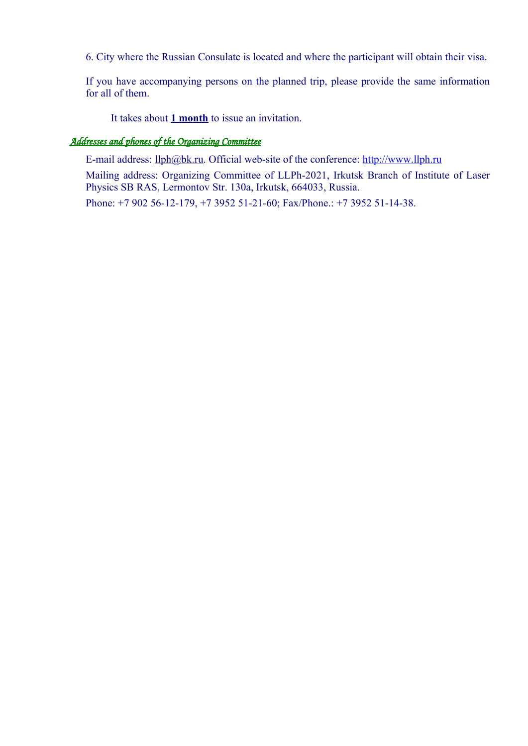6. City where the Russian Consulate is located and where the participant will obtain their visa.

If you have accompanying persons on the planned trip, please provide the same information for all of them.

It takes about **1 month** to issue an invitation.

## *Addresses and phones of the Organizing Committee*

E-mail address: llph@bk.ru. Official web-site of the conference: http://www.llph.ru

Mailing address: Organizing Committee of LLPh-2021, Irkutsk Branch of Institute of Laser Physics SB RAS, Lermontov Str. 130a, Irkutsk, 664033, Russia.

Phone: +7 902 56-12-179, +7 3952 51-21-60; Fax/Phone.: +7 3952 51-14-38.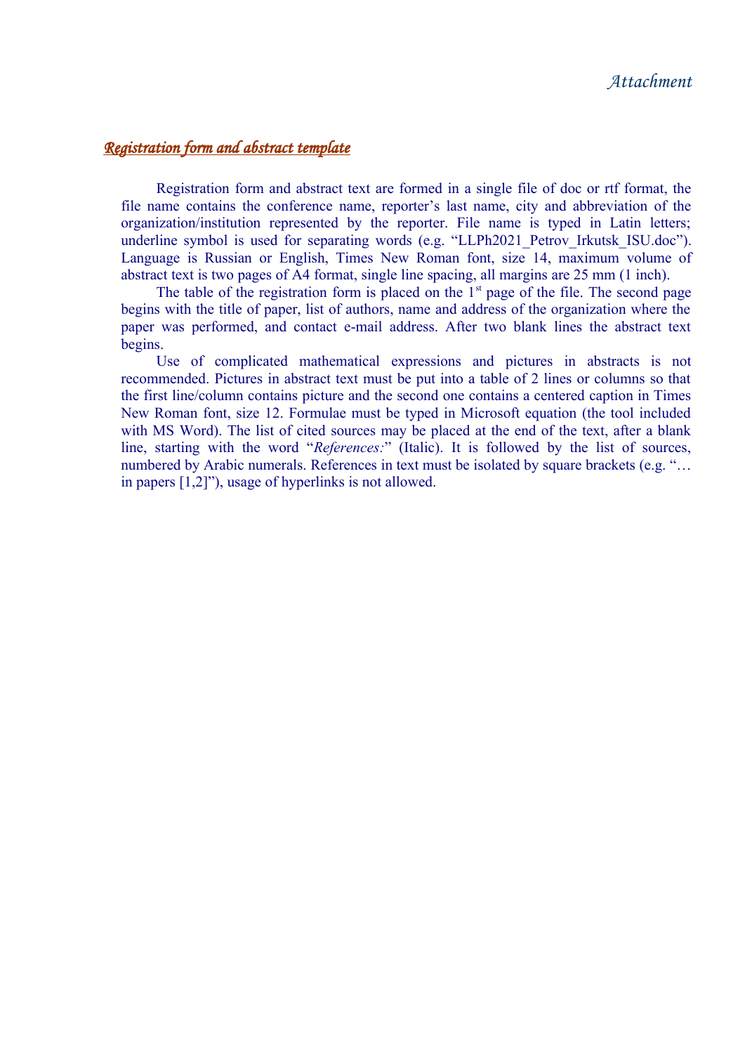*Attachment*

## ***Registration form and abstract template***

Registration form and abstract text are formed in a single file of doc or rtf format, the file name contains the conference name, reporter's last name, city and abbreviation of the organization/institution represented by the reporter. File name is typed in Latin letters; underline symbol is used for separating words (e.g. "LLPh2021_Petrov_Irkutsk_ISU.doc"). Language is Russian or English, Times New Roman font, size 14, maximum volume of abstract text is two pages of A4 format, single line spacing, all margins are 25 mm (1 inch).

The table of the registration form is placed on the 1st page of the file. The second page begins with the title of paper, list of authors, name and address of the organization where the paper was performed, and contact e-mail address. After two blank lines the abstract text begins.

Use of complicated mathematical expressions and pictures in abstracts is not recommended. Pictures in abstract text must be put into a table of 2 lines or columns so that the first line/column contains picture and the second one contains a centered caption in Times New Roman font, size 12. Formulae must be typed in Microsoft equation (the tool included with MS Word). The list of cited sources may be placed at the end of the text, after a blank line, starting with the word "*References:*" (Italic). It is followed by the list of sources, numbered by Arabic numerals. References in text must be isolated by square brackets (e.g. "… in papers [1,2]"), usage of hyperlinks is not allowed.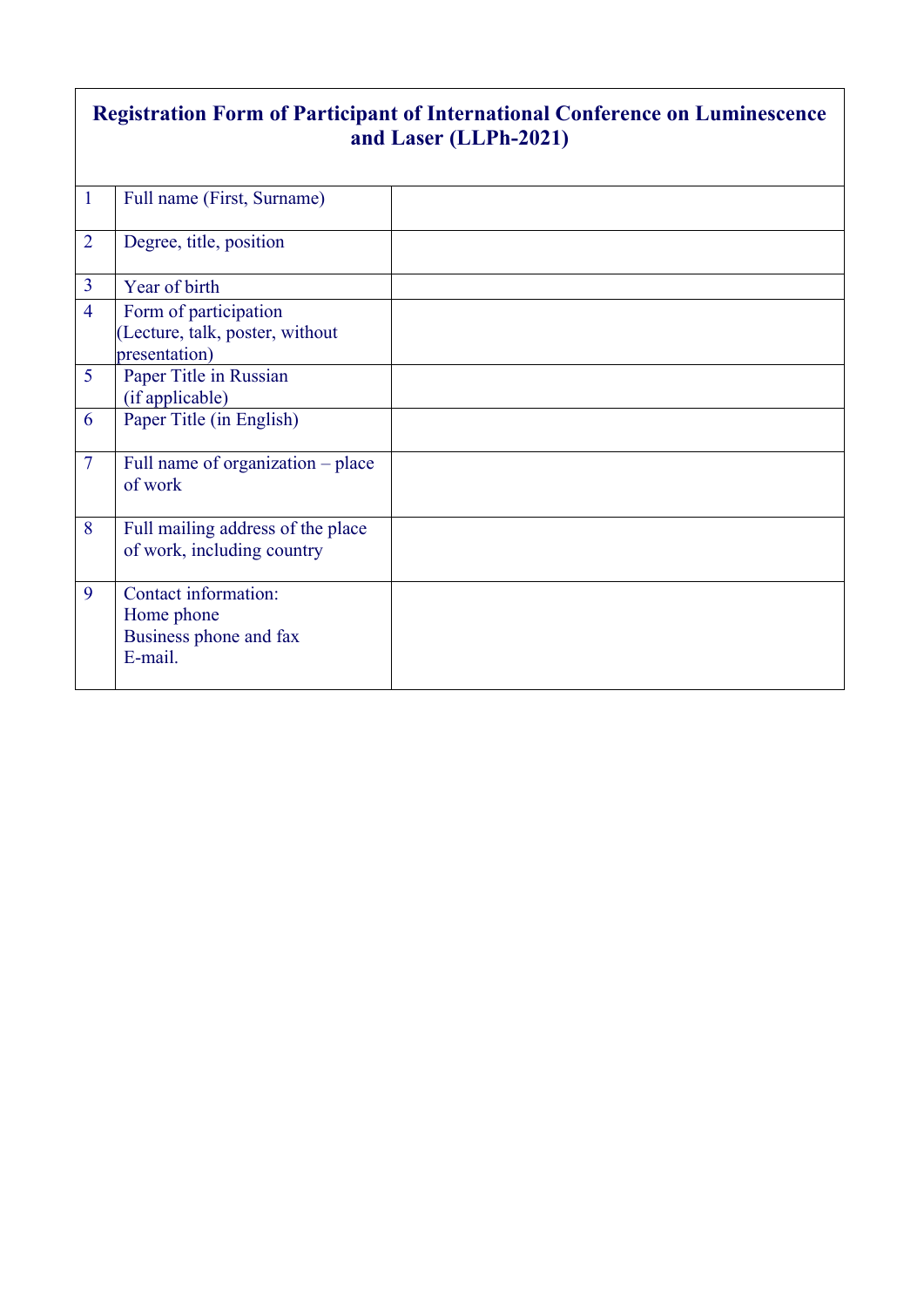**Registration Form of Participant of International Conference on Luminescence and Laser (LLPh-2021)**

| | | |
|---|---|---|
| 1 | Full name (First, Surname) | |
| 2 | Degree, title, position | |
| 3 | Year of birth | |
| 4 | Form of participation (Lecture, talk, poster, without presentation) | |
| 5 | Paper Title in Russian (if applicable) | |
| 6 | Paper Title (in English) | |
| 7 | Full name of organization – place of work | |
| 8 | Full mailing address of the place of work, including country | |
| 9 | Contact information:<br>Home phone<br>Business phone and fax<br>E-mail. | |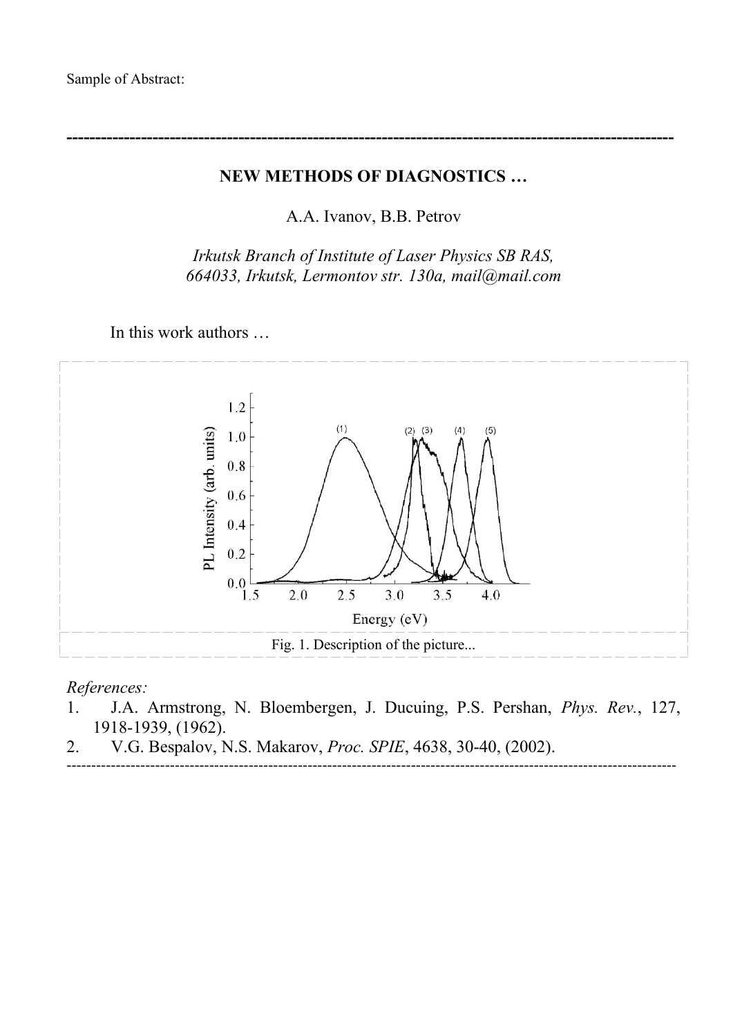Sample of Abstract:

---

**NEW METHODS OF DIAGNOSTICS …**

A.A. Ivanov, B.B. Petrov

*Irkutsk Branch of Institute of Laser Physics SB RAS, 664033, Irkutsk, Lermontov str. 130a, mail@mail.com*

In this work authors …

PL Intensity (arb. units)

1.2
1.0
0.8
0.6
0.4
0.2
0.0

(1) (2) (3) (4) (5)

1.5 2.0 2.5 3.0 3.5 4.0

Energy (eV)

Fig. 1. Description of the picture...

*References:*

1. J.A. Armstrong, N. Bloembergen, J. Ducuing, P.S. Pershan, *Phys. Rev.*, 127, 1918-1939, (1962).
2. V.G. Bespalov, N.S. Makarov, *Proc. SPIE*, 4638, 30-40, (2002).

---